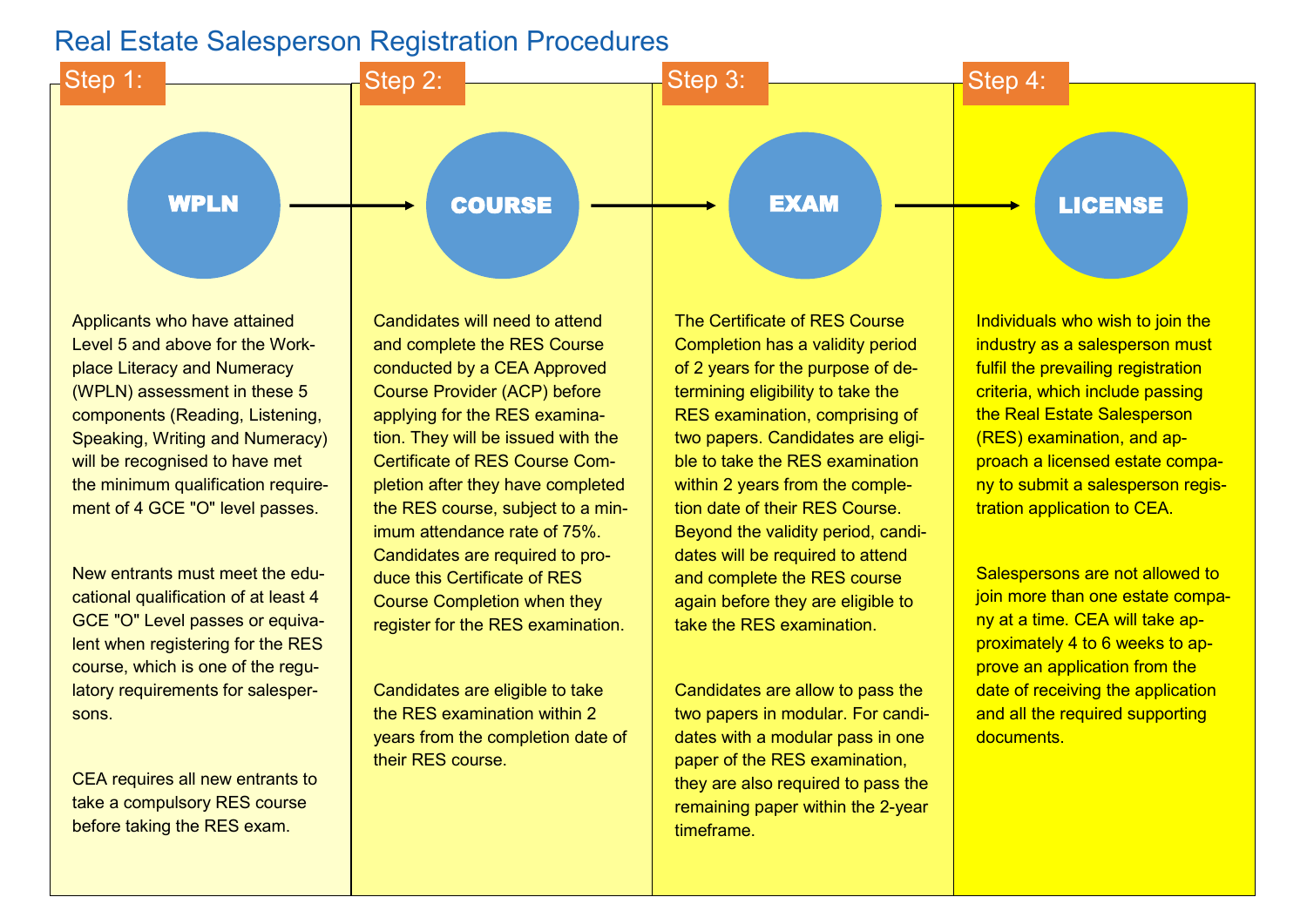# Real Estate Salesperson Registration Procedures

## Step 1: WPLN

Applicants who have attained Level 5 and above for the Workplace Literacy and Numeracy (WPLN) assessment in these 5 components (Reading, Listening, Speaking, Writing and Numeracy) will be recognised to have met the minimum qualification requirement of 4 GCE "O" level passes.

New entrants must meet the educational qualification of at least 4 GCE "O" Level passes or equivalent when registering for the RES course, which is one of the regulatory requirements for salespersons.

CEA requires all new entrants to take a compulsory RES course before taking the RES exam.

## Step 2: COURSE

Candidates will need to attend and complete the RES Course conducted by a CEA Approved Course Provider (ACP) before applying for the RES examination. They will be issued with the Certificate of RES Course Completion after they have completed the RES course, subject to a minimum attendance rate of 75%. Candidates are required to produce this Certificate of RES Course Completion when they register for the RES examination.

Candidates are eligible to take the RES examination within 2 years from the completion date of their RES course.

## Step 3: EXAM

The Certificate of RES Course Completion has a validity period of 2 years for the purpose of determining eligibility to take the RES examination, comprising of two papers. Candidates are eligible to take the RES examination within 2 years from the completion date of their RES Course. Beyond the validity period, candidates will be required to attend and complete the RES course again before they are eligible to take the RES examination.

Candidates are allow to pass the two papers in modular. For candidates with a modular pass in one paper of the RES examination, they are also required to pass the remaining paper within the 2-year timeframe.

## Step 4: LICENSE

Individuals who wish to join the industry as a salesperson must fulfil the prevailing registration criteria, which include passing the Real Estate Salesperson (RES) examination, and approach a licensed estate company to submit a salesperson registration application to CEA.

Salespersons are not allowed to join more than one estate company at a time. CEA will take approximately 4 to 6 weeks to approve an application from the date of receiving the application and all the required supporting documents.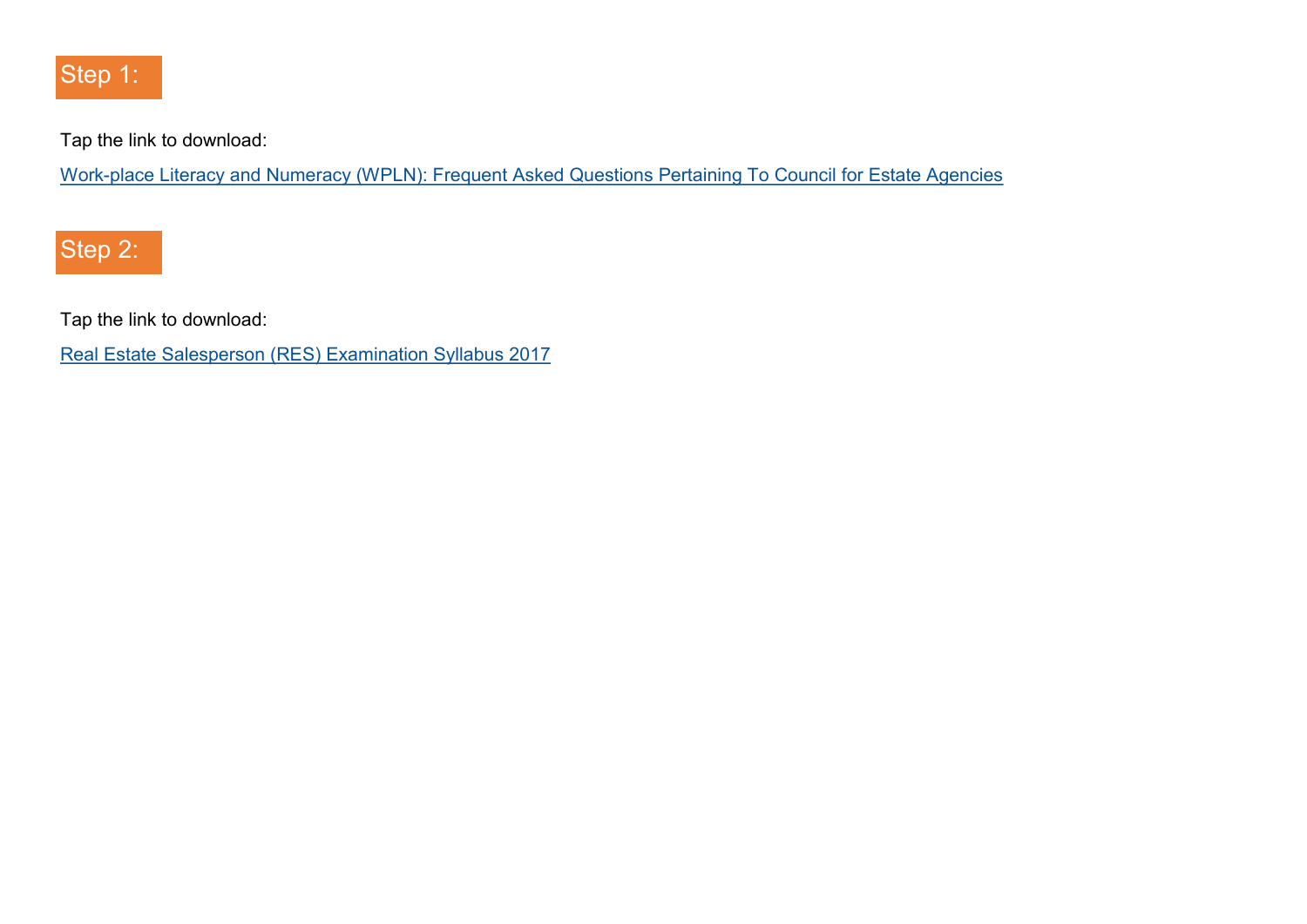## Step 1:

Tap the link to download:

[Work-place Literacy and Numeracy (WPLN): Frequent Asked Questions Pertaining To Council for Estate Agencies]

## Step 2:

Tap the link to download:

[Real Estate Salesperson (RES) Examination Syllabus 2017]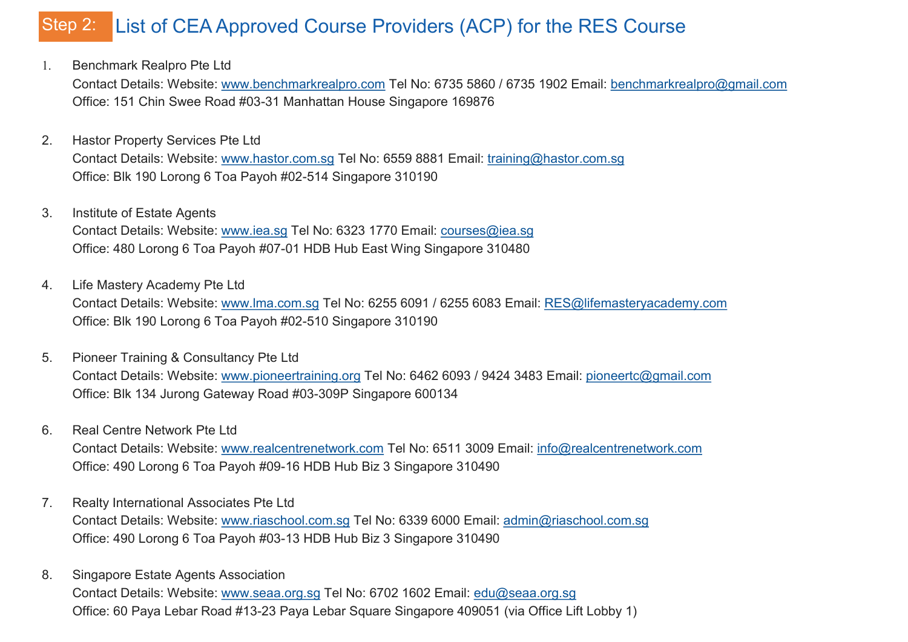## Step 2: List of CEA Approved Course Providers (ACP) for the RES Course

1. Benchmark Realpro Pte Ltd
   Contact Details: Website: www.benchmarkrealpro.com Tel No: 6735 5860 / 6735 1902 Email: benchmarkrealpro@gmail.com
   Office: 151 Chin Swee Road #03-31 Manhattan House Singapore 169876

2. Hastor Property Services Pte Ltd
   Contact Details: Website: www.hastor.com.sg Tel No: 6559 8881 Email: training@hastor.com.sg
   Office: Blk 190 Lorong 6 Toa Payoh #02-514 Singapore 310190

3. Institute of Estate Agents
   Contact Details: Website: www.iea.sg Tel No: 6323 1770 Email: courses@iea.sg
   Office: 480 Lorong 6 Toa Payoh #07-01 HDB Hub East Wing Singapore 310480

4. Life Mastery Academy Pte Ltd
   Contact Details: Website: www.lma.com.sg Tel No: 6255 6091 / 6255 6083 Email: RES@lifemasteryacademy.com
   Office: Blk 190 Lorong 6 Toa Payoh #02-510 Singapore 310190

5. Pioneer Training & Consultancy Pte Ltd
   Contact Details: Website: www.pioneertraining.org Tel No: 6462 6093 / 9424 3483 Email: pioneertc@gmail.com
   Office: Blk 134 Jurong Gateway Road #03-309P Singapore 600134

6. Real Centre Network Pte Ltd
   Contact Details: Website: www.realcentrenetwork.com Tel No: 6511 3009 Email: info@realcentrenetwork.com
   Office: 490 Lorong 6 Toa Payoh #09-16 HDB Hub Biz 3 Singapore 310490

7. Realty International Associates Pte Ltd
   Contact Details: Website: www.riaschool.com.sg Tel No: 6339 6000 Email: admin@riaschool.com.sg
   Office: 490 Lorong 6 Toa Payoh #03-13 HDB Hub Biz 3 Singapore 310490

8. Singapore Estate Agents Association
   Contact Details: Website: www.seaa.org.sg Tel No: 6702 1602 Email: edu@seaa.org.sg
   Office: 60 Paya Lebar Road #13-23 Paya Lebar Square Singapore 409051 (via Office Lift Lobby 1)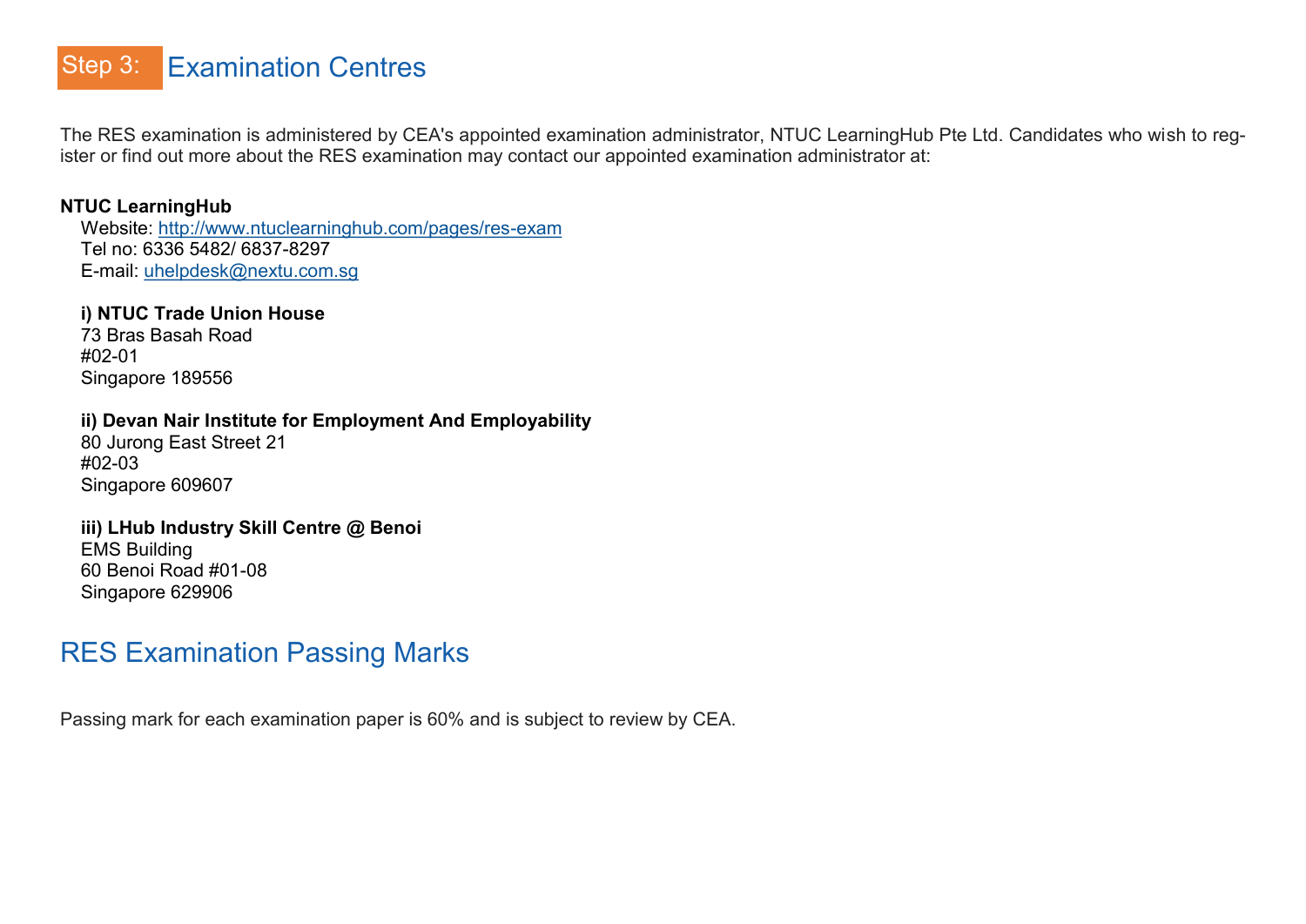## Step 3: Examination Centres

The RES examination is administered by CEA's appointed examination administrator, NTUC LearningHub Pte Ltd. Candidates who wish to register or find out more about the RES examination may contact our appointed examination administrator at:

**NTUC LearningHub**

Website: http://www.ntuclearninghub.com/pages/res-exam
Tel no: 6336 5482/ 6837-8297
E-mail: uhelpdesk@nextu.com.sg

**i) NTUC Trade Union House**
73 Bras Basah Road
#02-01
Singapore 189556

**ii) Devan Nair Institute for Employment And Employability**
80 Jurong East Street 21
#02-03
Singapore 609607

**iii) LHub Industry Skill Centre @ Benoi**
EMS Building
60 Benoi Road #01-08
Singapore 629906

## RES Examination Passing Marks

Passing mark for each examination paper is 60% and is subject to review by CEA.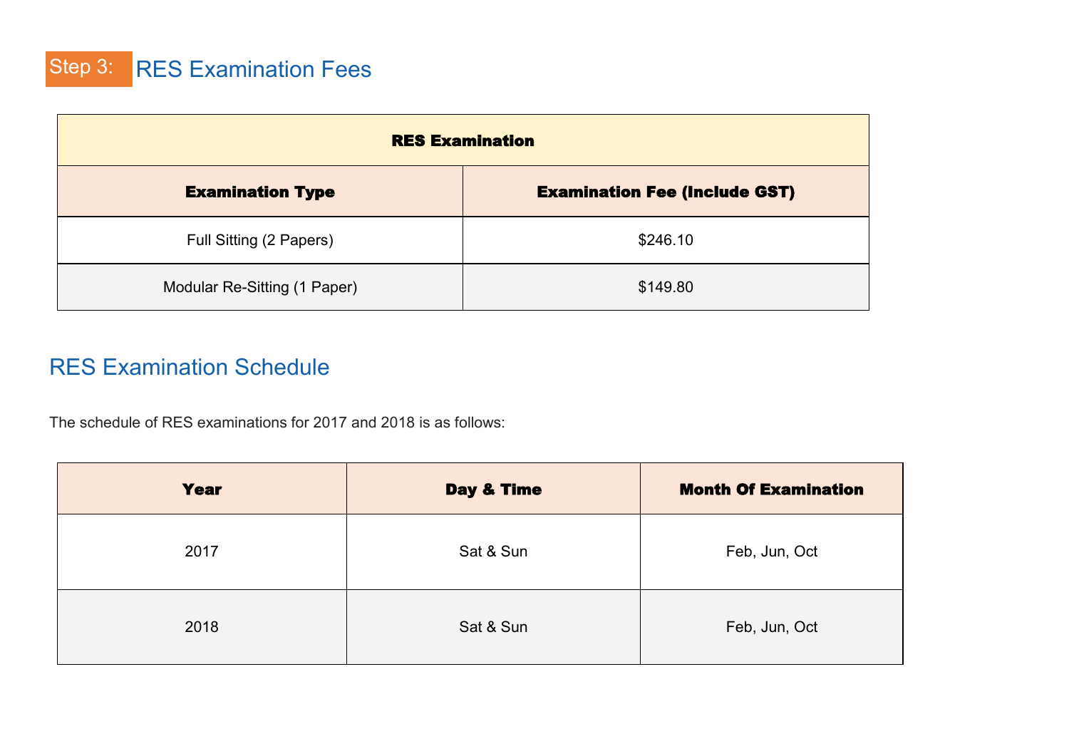## Step 3: RES Examination Fees

| RES Examination | |
|---|---|
| **Examination Type** | **Examination Fee (Include GST)** |
| Full Sitting (2 Papers) | $246.10 |
| Modular Re-Sitting (1 Paper) | $149.80 |

## RES Examination Schedule

The schedule of RES examinations for 2017 and 2018 is as follows:

| Year | Day & Time | Month Of Examination |
|---|---|---|
| 2017 | Sat & Sun | Feb, Jun, Oct |
| 2018 | Sat & Sun | Feb, Jun, Oct |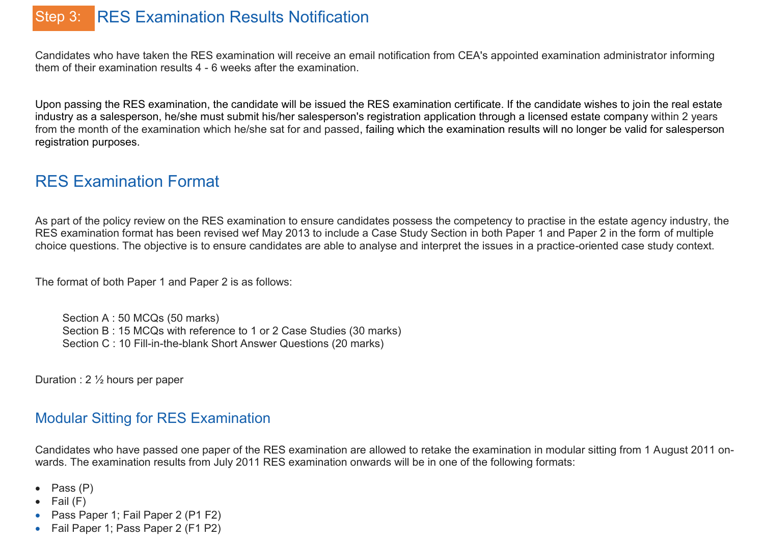## Step 3: RES Examination Results Notification

Candidates who have taken the RES examination will receive an email notification from CEA's appointed examination administrator informing them of their examination results 4 - 6 weeks after the examination.

Upon passing the RES examination, the candidate will be issued the RES examination certificate. If the candidate wishes to join the real estate industry as a salesperson, he/she must submit his/her salesperson's registration application through a licensed estate company within 2 years from the month of the examination which he/she sat for and passed, failing which the examination results will no longer be valid for salesperson registration purposes.

## RES Examination Format

As part of the policy review on the RES examination to ensure candidates possess the competency to practise in the estate agency industry, the RES examination format has been revised wef May 2013 to include a Case Study Section in both Paper 1 and Paper 2 in the form of multiple choice questions. The objective is to ensure candidates are able to analyse and interpret the issues in a practice-oriented case study context.

The format of both Paper 1 and Paper 2 is as follows:

Section A : 50 MCQs (50 marks)
Section B : 15 MCQs with reference to 1 or 2 Case Studies (30 marks)
Section C : 10 Fill-in-the-blank Short Answer Questions (20 marks)

Duration : 2 ½ hours per paper

### Modular Sitting for RES Examination

Candidates who have passed one paper of the RES examination are allowed to retake the examination in modular sitting from 1 August 2011 onwards. The examination results from July 2011 RES examination onwards will be in one of the following formats:

- Pass (P)
- Fail (F)
- Pass Paper 1; Fail Paper 2 (P1 F2)
- Fail Paper 1; Pass Paper 2 (F1 P2)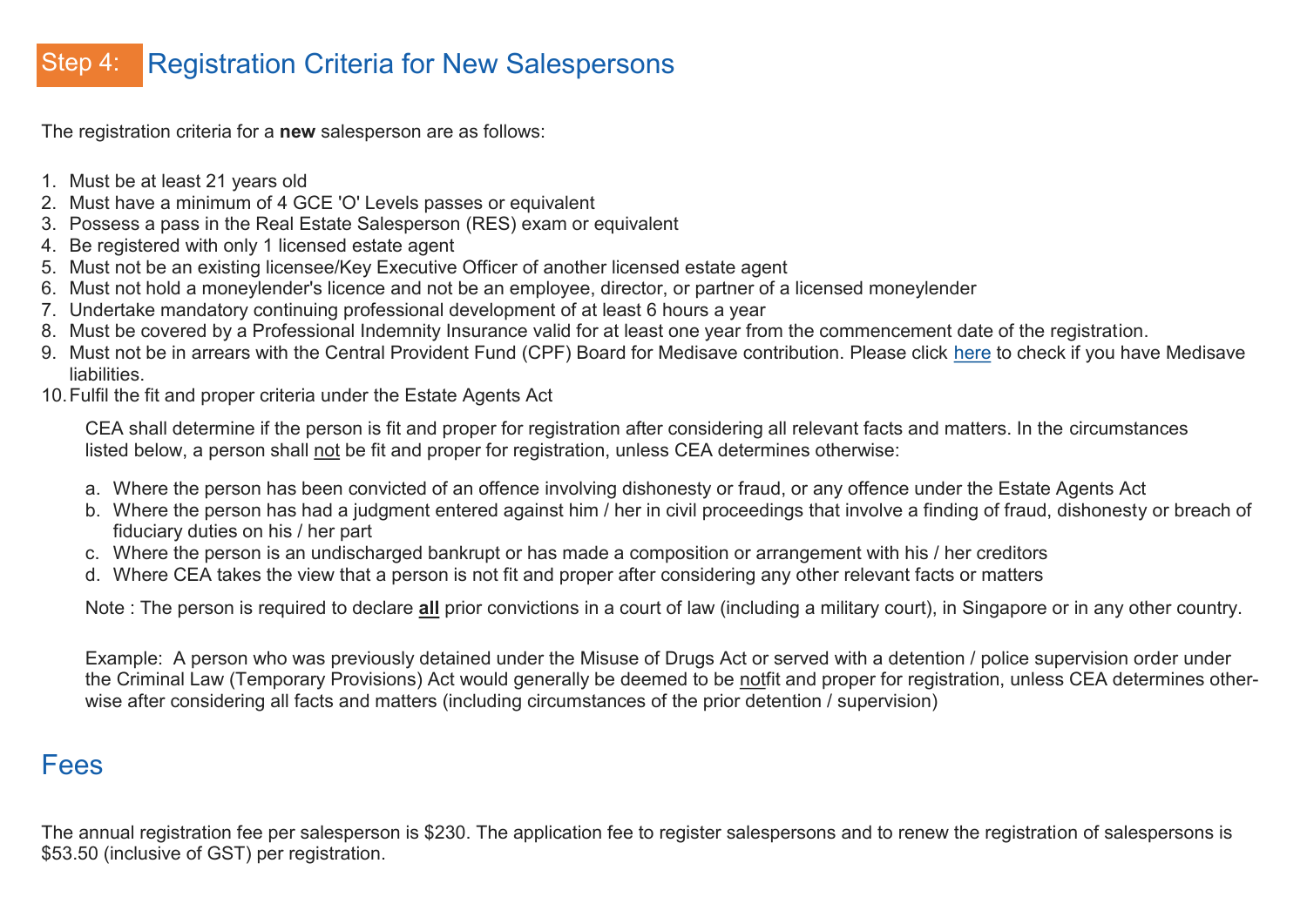## Step 4: Registration Criteria for New Salespersons

The registration criteria for a **new** salesperson are as follows:

1. Must be at least 21 years old
2. Must have a minimum of 4 GCE 'O' Levels passes or equivalent
3. Possess a pass in the Real Estate Salesperson (RES) exam or equivalent
4. Be registered with only 1 licensed estate agent
5. Must not be an existing licensee/Key Executive Officer of another licensed estate agent
6. Must not hold a moneylender's licence and not be an employee, director, or partner of a licensed moneylender
7. Undertake mandatory continuing professional development of at least 6 hours a year
8. Must be covered by a Professional Indemnity Insurance valid for at least one year from the commencement date of the registration.
9. Must not be in arrears with the Central Provident Fund (CPF) Board for Medisave contribution. Please click here to check if you have Medisave liabilities.
10. Fulfil the fit and proper criteria under the Estate Agents Act

    CEA shall determine if the person is fit and proper for registration after considering all relevant facts and matters. In the circumstances listed below, a person shall not be fit and proper for registration, unless CEA determines otherwise:

    a. Where the person has been convicted of an offence involving dishonesty or fraud, or any offence under the Estate Agents Act
    b. Where the person has had a judgment entered against him / her in civil proceedings that involve a finding of fraud, dishonesty or breach of fiduciary duties on his / her part
    c. Where the person is an undischarged bankrupt or has made a composition or arrangement with his / her creditors
    d. Where CEA takes the view that a person is not fit and proper after considering any other relevant facts or matters

    Note : The person is required to declare **all** prior convictions in a court of law (including a military court), in Singapore or in any other country.

    Example: A person who was previously detained under the Misuse of Drugs Act or served with a detention / police supervision order under the Criminal Law (Temporary Provisions) Act would generally be deemed to be notfit and proper for registration, unless CEA determines otherwise after considering all facts and matters (including circumstances of the prior detention / supervision)

## Fees

The annual registration fee per salesperson is $230. The application fee to register salespersons and to renew the registration of salespersons is $53.50 (inclusive of GST) per registration.